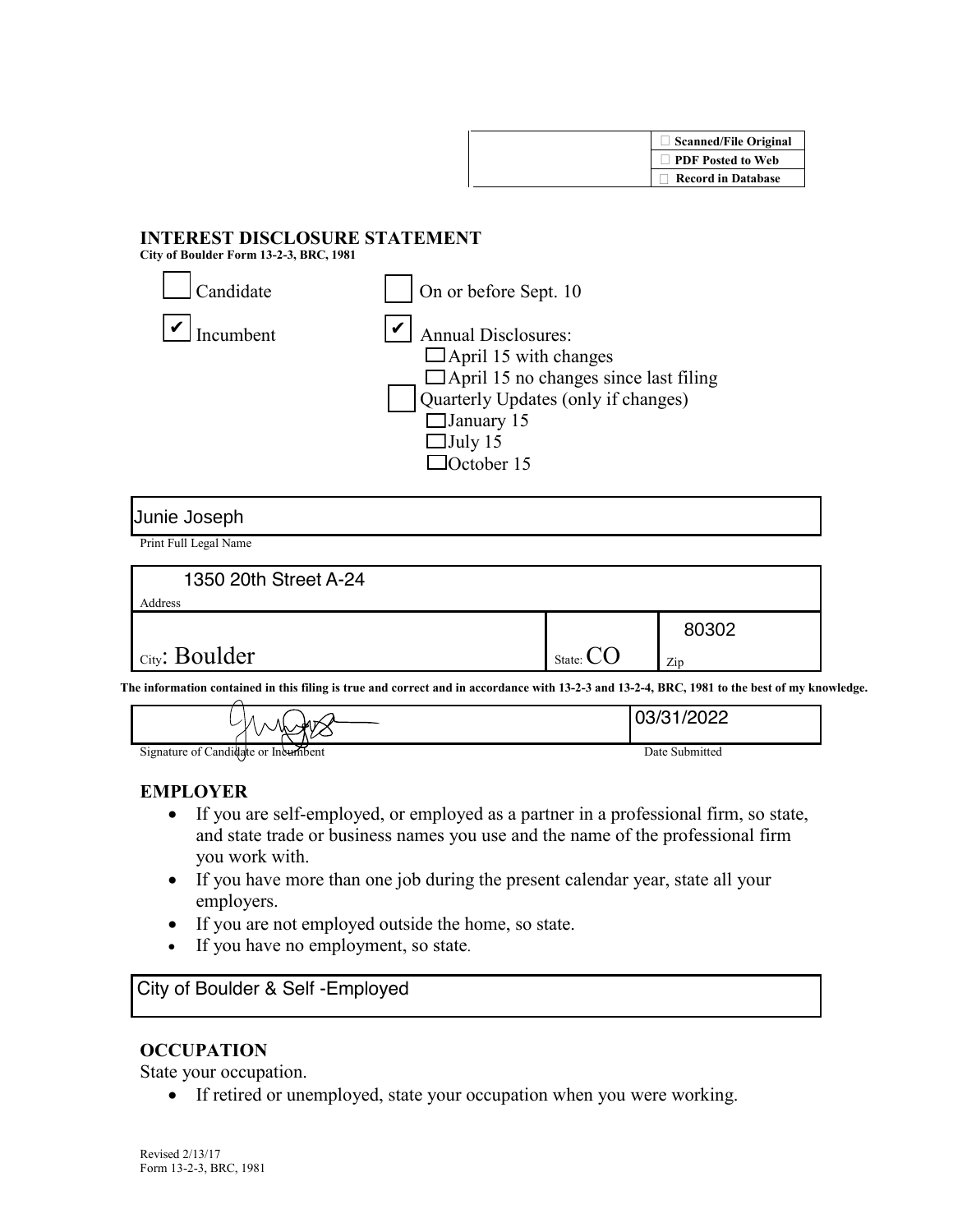| | |
|---|---|
| | ☐ Scanned/File Original |
| | ☐ PDF Posted to Web |
| | ☐ Record in Database |

# INTEREST DISCLOSURE STATEMENT

**City of Boulder Form 13-2-3, BRC, 1981**

☐ Candidate

☑ Incumbent

☐ On or before Sept. 10

☑ Annual Disclosures:
- ☐ April 15 with changes
- ☐ April 15 no changes since last filing

☐ Quarterly Updates (only if changes)
- ☐ January 15
- ☐ July 15
- ☐ October 15

Junie Joseph

Print Full Legal Name

1350 20th Street A-24

Address

| City: Boulder | State: CO | Zip: 80302 |
|---|---|---|

**The information contained in this filing is true and correct and in accordance with 13-2-3 and 13-2-4, BRC, 1981 to the best of my knowledge.**

| [Signature] | 03/31/2022 |
|---|---|
| Signature of Candidate or Incumbent | Date Submitted |

## EMPLOYER

- If you are self-employed, or employed as a partner in a professional firm, so state, and state trade or business names you use and the name of the professional firm you work with.
- If you have more than one job during the present calendar year, state all your employers.
- If you are not employed outside the home, so state.
- If you have no employment, so state.

City of Boulder & Self -Employed

## OCCUPATION

State your occupation.

- If retired or unemployed, state your occupation when you were working.

Revised 2/13/17
Form 13-2-3, BRC, 1981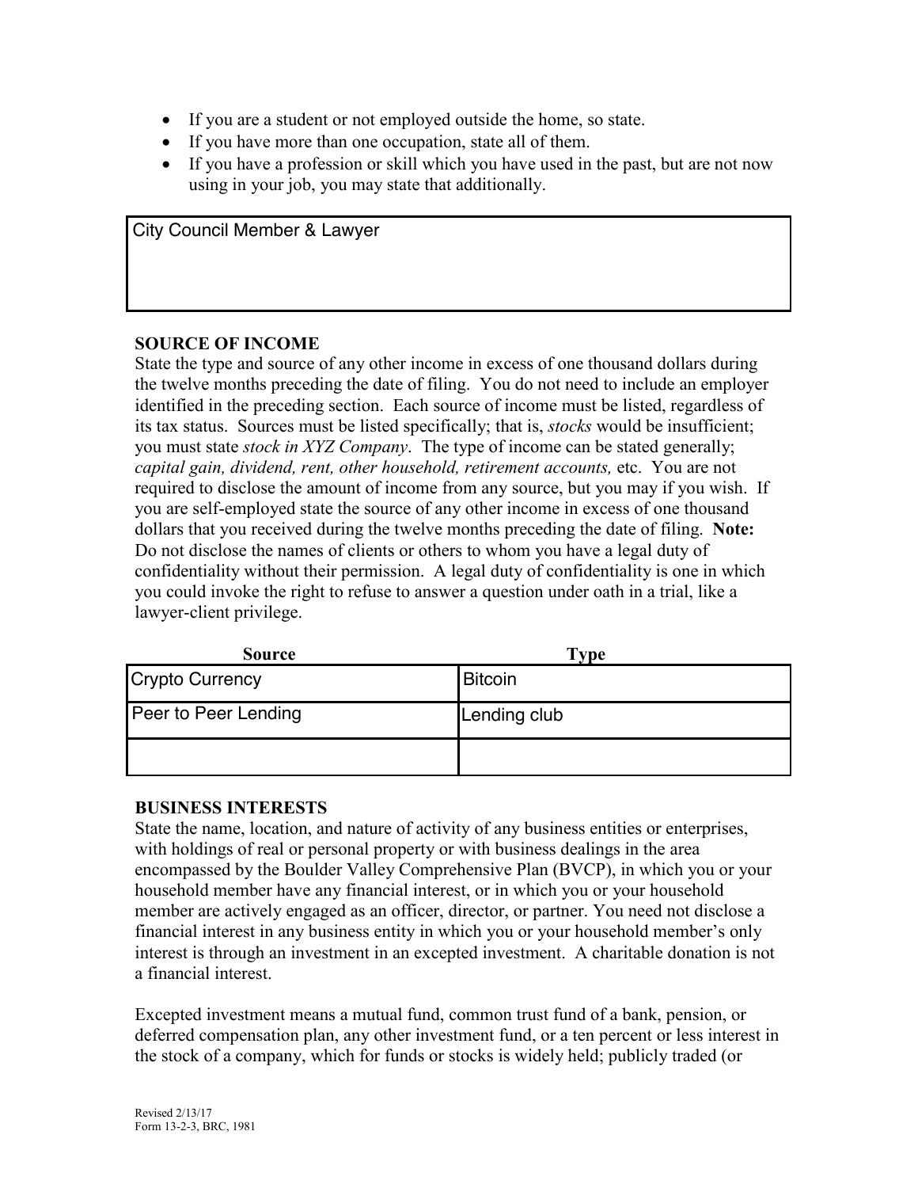- If you are a student or not employed outside the home, so state.
- If you have more than one occupation, state all of them.
- If you have a profession or skill which you have used in the past, but are not now using in your job, you may state that additionally.

| City Council Member & Lawyer |
|---|

**SOURCE OF INCOME**

State the type and source of any other income in excess of one thousand dollars during the twelve months preceding the date of filing. You do not need to include an employer identified in the preceding section. Each source of income must be listed, regardless of its tax status. Sources must be listed specifically; that is, *stocks* would be insufficient; you must state *stock in XYZ Company*. The type of income can be stated generally; *capital gain, dividend, rent, other household, retirement accounts,* etc. You are not required to disclose the amount of income from any source, but you may if you wish. If you are self-employed state the source of any other income in excess of one thousand dollars that you received during the twelve months preceding the date of filing. **Note:** Do not disclose the names of clients or others to whom you have a legal duty of confidentiality without their permission. A legal duty of confidentiality is one in which you could invoke the right to refuse to answer a question under oath in a trial, like a lawyer-client privilege.

| Source | Type |
|---|---|
| Crypto Currency | Bitcoin |
| Peer to Peer Lending | Lending club |
| | |

**BUSINESS INTERESTS**

State the name, location, and nature of activity of any business entities or enterprises, with holdings of real or personal property or with business dealings in the area encompassed by the Boulder Valley Comprehensive Plan (BVCP), in which you or your household member have any financial interest, or in which you or your household member are actively engaged as an officer, director, or partner. You need not disclose a financial interest in any business entity in which you or your household member's only interest is through an investment in an excepted investment. A charitable donation is not a financial interest.

Excepted investment means a mutual fund, common trust fund of a bank, pension, or deferred compensation plan, any other investment fund, or a ten percent or less interest in the stock of a company, which for funds or stocks is widely held; publicly traded (or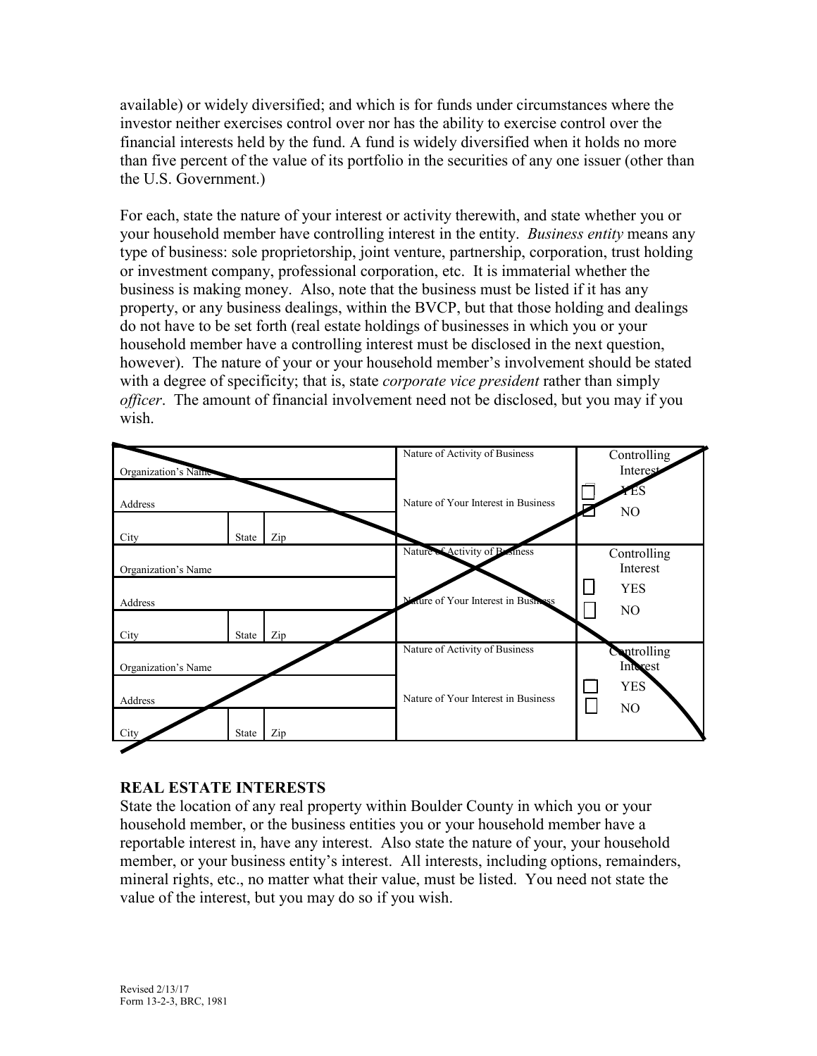available) or widely diversified; and which is for funds under circumstances where the investor neither exercises control over nor has the ability to exercise control over the financial interests held by the fund. A fund is widely diversified when it holds no more than five percent of the value of its portfolio in the securities of any one issuer (other than the U.S. Government.)

For each, state the nature of your interest or activity therewith, and state whether you or your household member have controlling interest in the entity. *Business entity* means any type of business: sole proprietorship, joint venture, partnership, corporation, trust holding or investment company, professional corporation, etc. It is immaterial whether the business is making money. Also, note that the business must be listed if it has any property, or any business dealings, within the BVCP, but that those holding and dealings do not have to be set forth (real estate holdings of businesses in which you or your household member have a controlling interest must be disclosed in the next question, however). The nature of your or your household member's involvement should be stated with a degree of specificity; that is, state *corporate vice president* rather than simply *officer*. The amount of financial involvement need not be disclosed, but you may if you wish.

| Organization's Name / Address / City, State, Zip | Nature of Activity of Business / Nature of Your Interest in Business | Controlling Interest |
|---|---|---|
| Organization's Name<br>Address<br>City State Zip | Nature of Activity of Business<br>Nature of Your Interest in Business | ☐ YES<br>☐ NO |
| Organization's Name<br>Address<br>City State Zip | Nature of Activity of Business<br>Nature of Your Interest in Business | ☐ YES<br>☐ NO |
| Organization's Name<br>Address<br>City State Zip | Nature of Activity of Business<br>Nature of Your Interest in Business | ☐ YES<br>☐ NO |

## REAL ESTATE INTERESTS

State the location of any real property within Boulder County in which you or your household member, or the business entities you or your household member have a reportable interest in, have any interest. Also state the nature of your, your household member, or your business entity's interest. All interests, including options, remainders, mineral rights, etc., no matter what their value, must be listed. You need not state the value of the interest, but you may do so if you wish.

Revised 2/13/17
Form 13-2-3, BRC, 1981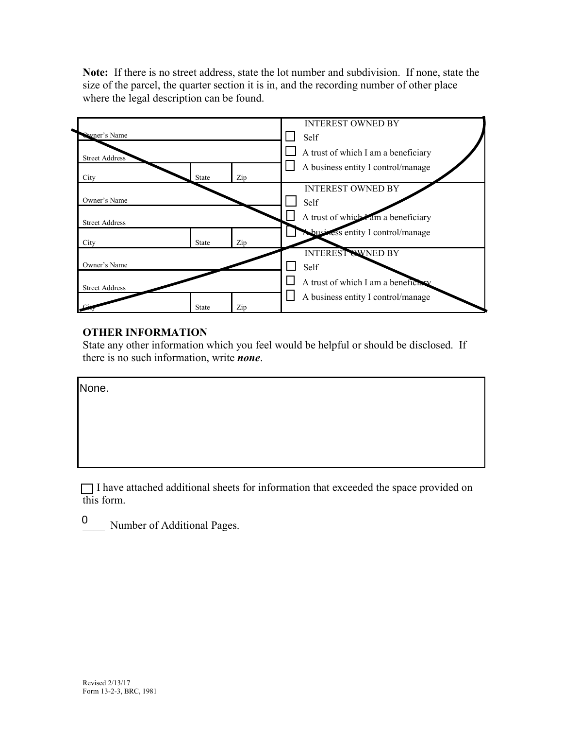**Note:** If there is no street address, state the lot number and subdivision. If none, state the size of the parcel, the quarter section it is in, and the recording number of other place where the legal description can be found.

| | | | |
|---|---|---|---|
| Owner's Name | | | INTEREST OWNED BY<br>☐ Self<br>☐ A trust of which I am a beneficiary<br>☐ A business entity I control/manage |
| Street Address | | | |
| City | State | Zip | |
| Owner's Name | | | INTEREST OWNED BY<br>☐ Self<br>☐ A trust of which I am a beneficiary<br>☐ A business entity I control/manage |
| Street Address | | | |
| City | State | Zip | |
| Owner's Name | | | INTEREST OWNED BY<br>☐ Self<br>☐ A trust of which I am a beneficiary<br>☐ A business entity I control/manage |
| Street Address | | | |
| City | State | Zip | |

### OTHER INFORMATION

State any other information which you feel would be helpful or should be disclosed. If there is no such information, write ***none***.

None.

☐ I have attached additional sheets for information that exceeded the space provided on this form.

0 Number of Additional Pages.

Revised 2/13/17
Form 13-2-3, BRC, 1981